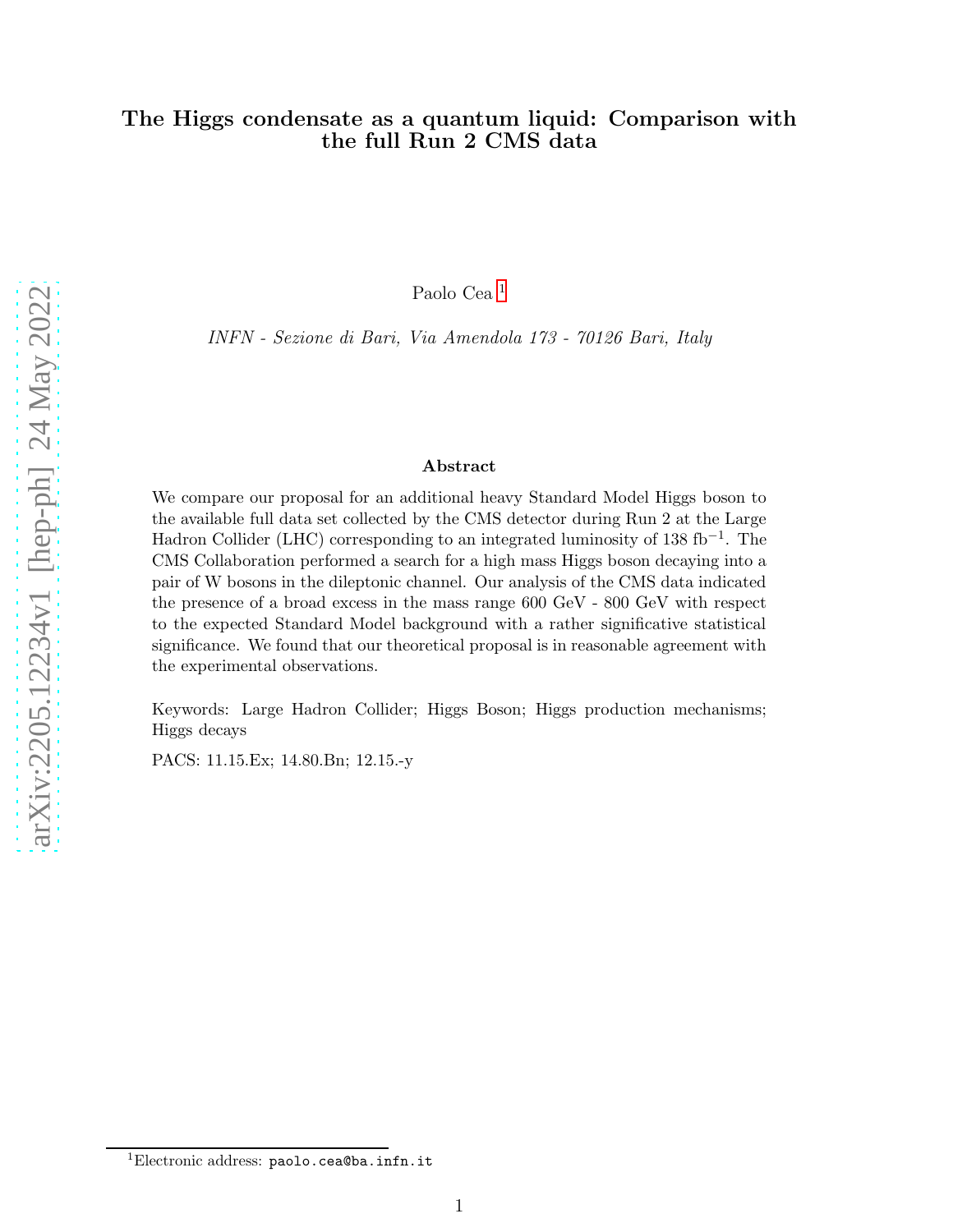# The Higgs condensate as a quantum liquid: Comparison with the full Run 2 CMS data

Paolo Cea [1]

*INFN - Sezione di Bari, Via Amendola 173 - 70126 Bari, Italy*

## Abstract

We compare our proposal for an additional heavy Standard Model Higgs boson to the available full data set collected by the CMS detector during Run 2 at the Large Hadron Collider (LHC) corresponding to an integrated luminosity of 138 $\text{fb}^{-1}$. The CMS Collaboration performed a search for a high mass Higgs boson decaying into a pair of W bosons in the dileptonic channel. Our analysis of the CMS data indicated the presence of a broad excess in the mass range 600 GeV - 800 GeV with respect to the expected Standard Model background with a rather significative statistical significance. We found that our theoretical proposal is in reasonable agreement with the experimental observations.

Keywords: Large Hadron Collider; Higgs Boson; Higgs production mechanisms; Higgs decays

PACS: 11.15.Ex; 14.80.Bn; 12.15.-y

[1] Electronic address: `paolo.cea@ba.infn.it`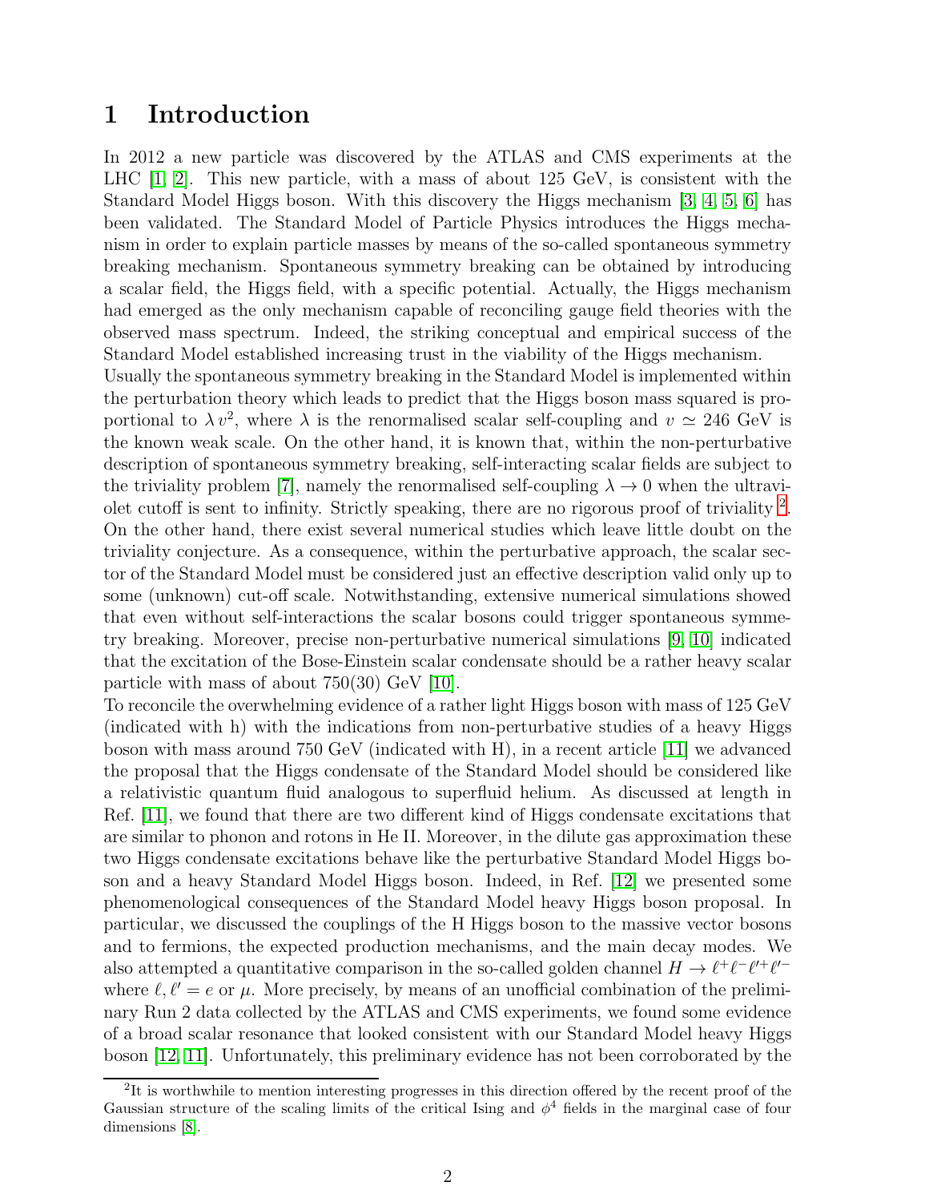# 1 Introduction

In 2012 a new particle was discovered by the ATLAS and CMS experiments at the LHC [1, 2]. This new particle, with a mass of about 125 GeV, is consistent with the Standard Model Higgs boson. With this discovery the Higgs mechanism [3, 4, 5, 6] has been validated. The Standard Model of Particle Physics introduces the Higgs mechanism in order to explain particle masses by means of the so-called spontaneous symmetry breaking mechanism. Spontaneous symmetry breaking can be obtained by introducing a scalar field, the Higgs field, with a specific potential. Actually, the Higgs mechanism had emerged as the only mechanism capable of reconciling gauge field theories with the observed mass spectrum. Indeed, the striking conceptual and empirical success of the Standard Model established increasing trust in the viability of the Higgs mechanism.
Usually the spontaneous symmetry breaking in the Standard Model is implemented within the perturbation theory which leads to predict that the Higgs boson mass squared is proportional to $\lambda\, v^2$, where $\lambda$ is the renormalised scalar self-coupling and $v \simeq 246$ GeV is the known weak scale. On the other hand, it is known that, within the non-perturbative description of spontaneous symmetry breaking, self-interacting scalar fields are subject to the triviality problem [7], namely the renormalised self-coupling $\lambda \to 0$ when the ultraviolet cutoff is sent to infinity. Strictly speaking, there are no rigorous proof of triviality [2]. On the other hand, there exist several numerical studies which leave little doubt on the triviality conjecture. As a consequence, within the perturbative approach, the scalar sector of the Standard Model must be considered just an effective description valid only up to some (unknown) cut-off scale. Notwithstanding, extensive numerical simulations showed that even without self-interactions the scalar bosons could trigger spontaneous symmetry breaking. Moreover, precise non-perturbative numerical simulations [9, 10] indicated that the excitation of the Bose-Einstein scalar condensate should be a rather heavy scalar particle with mass of about 750(30) GeV [10].
To reconcile the overwhelming evidence of a rather light Higgs boson with mass of 125 GeV (indicated with h) with the indications from non-perturbative studies of a heavy Higgs boson with mass around 750 GeV (indicated with H), in a recent article [11] we advanced the proposal that the Higgs condensate of the Standard Model should be considered like a relativistic quantum fluid analogous to superfluid helium. As discussed at length in Ref. [11], we found that there are two different kind of Higgs condensate excitations that are similar to phonon and rotons in He II. Moreover, in the dilute gas approximation these two Higgs condensate excitations behave like the perturbative Standard Model Higgs boson and a heavy Standard Model Higgs boson. Indeed, in Ref. [12] we presented some phenomenological consequences of the Standard Model heavy Higgs boson proposal. In particular, we discussed the couplings of the H Higgs boson to the massive vector bosons and to fermions, the expected production mechanisms, and the main decay modes. We also attempted a quantitative comparison in the so-called golden channel $H \to \ell^+\ell^-\ell'^+\ell'^-$ where $\ell, \ell' = e$ or $\mu$. More precisely, by means of an unofficial combination of the preliminary Run 2 data collected by the ATLAS and CMS experiments, we found some evidence of a broad scalar resonance that looked consistent with our Standard Model heavy Higgs boson [12, 11]. Unfortunately, this preliminary evidence has not been corroborated by the

[2] It is worthwhile to mention interesting progresses in this direction offered by the recent proof of the Gaussian structure of the scaling limits of the critical Ising and $\phi^4$ fields in the marginal case of four dimensions [8].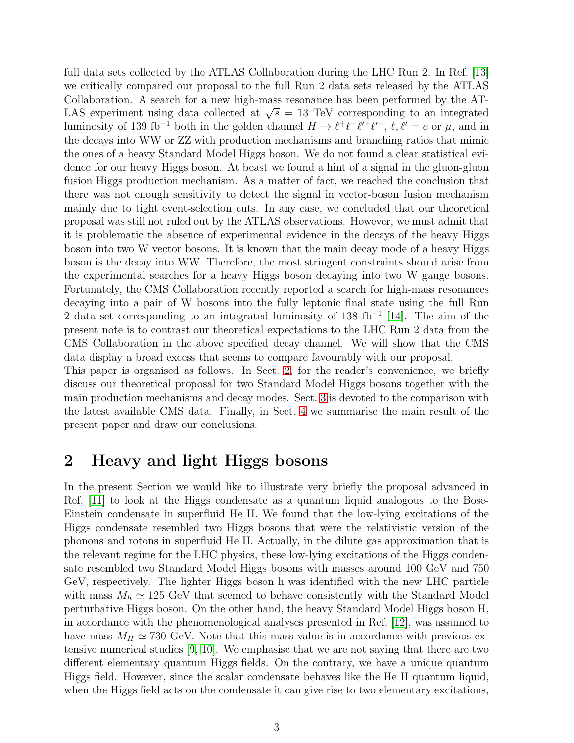full data sets collected by the ATLAS Collaboration during the LHC Run 2. In Ref. [13] we critically compared our proposal to the full Run 2 data sets released by the ATLAS Collaboration. A search for a new high-mass resonance has been performed by the ATLAS experiment using data collected at $\sqrt{s} = 13$ TeV corresponding to an integrated luminosity of 139 fb$^{-1}$ both in the golden channel $H \to \ell^+\ell^-\ell'^+\ell'^-$, $\ell, \ell' = e$ or $\mu$, and in the decays into WW or ZZ with production mechanisms and branching ratios that mimic the ones of a heavy Standard Model Higgs boson. We do not found a clear statistical evidence for our heavy Higgs boson. At beast we found a hint of a signal in the gluon-gluon fusion Higgs production mechanism. As a matter of fact, we reached the conclusion that there was not enough sensitivity to detect the signal in vector-boson fusion mechanism mainly due to tight event-selection cuts. In any case, we concluded that our theoretical proposal was still not ruled out by the ATLAS observations. However, we must admit that it is problematic the absence of experimental evidence in the decays of the heavy Higgs boson into two W vector bosons. It is known that the main decay mode of a heavy Higgs boson is the decay into WW. Therefore, the most stringent constraints should arise from the experimental searches for a heavy Higgs boson decaying into two W gauge bosons. Fortunately, the CMS Collaboration recently reported a search for high-mass resonances decaying into a pair of W bosons into the fully leptonic final state using the full Run 2 data set corresponding to an integrated luminosity of 138 fb$^{-1}$ [14]. The aim of the present note is to contrast our theoretical expectations to the LHC Run 2 data from the CMS Collaboration in the above specified decay channel. We will show that the CMS data display a broad excess that seems to compare favourably with our proposal.

This paper is organised as follows. In Sect. 2, for the reader's convenience, we briefly discuss our theoretical proposal for two Standard Model Higgs bosons together with the main production mechanisms and decay modes. Sect. 3 is devoted to the comparison with the latest available CMS data. Finally, in Sect. 4 we summarise the main result of the present paper and draw our conclusions.

## 2 Heavy and light Higgs bosons

In the present Section we would like to illustrate very briefly the proposal advanced in Ref. [11] to look at the Higgs condensate as a quantum liquid analogous to the Bose-Einstein condensate in superfluid He II. We found that the low-lying excitations of the Higgs condensate resembled two Higgs bosons that were the relativistic version of the phonons and rotons in superfluid He II. Actually, in the dilute gas approximation that is the relevant regime for the LHC physics, these low-lying excitations of the Higgs condensate resembled two Standard Model Higgs bosons with masses around 100 GeV and 750 GeV, respectively. The lighter Higgs boson h was identified with the new LHC particle with mass $M_h \simeq 125$ GeV that seemed to behave consistently with the Standard Model perturbative Higgs boson. On the other hand, the heavy Standard Model Higgs boson H, in accordance with the phenomenological analyses presented in Ref. [12], was assumed to have mass $M_H \simeq 730$ GeV. Note that this mass value is in accordance with previous extensive numerical studies [9, 10]. We emphasise that we are not saying that there are two different elementary quantum Higgs fields. On the contrary, we have a unique quantum Higgs field. However, since the scalar condensate behaves like the He II quantum liquid, when the Higgs field acts on the condensate it can give rise to two elementary excitations,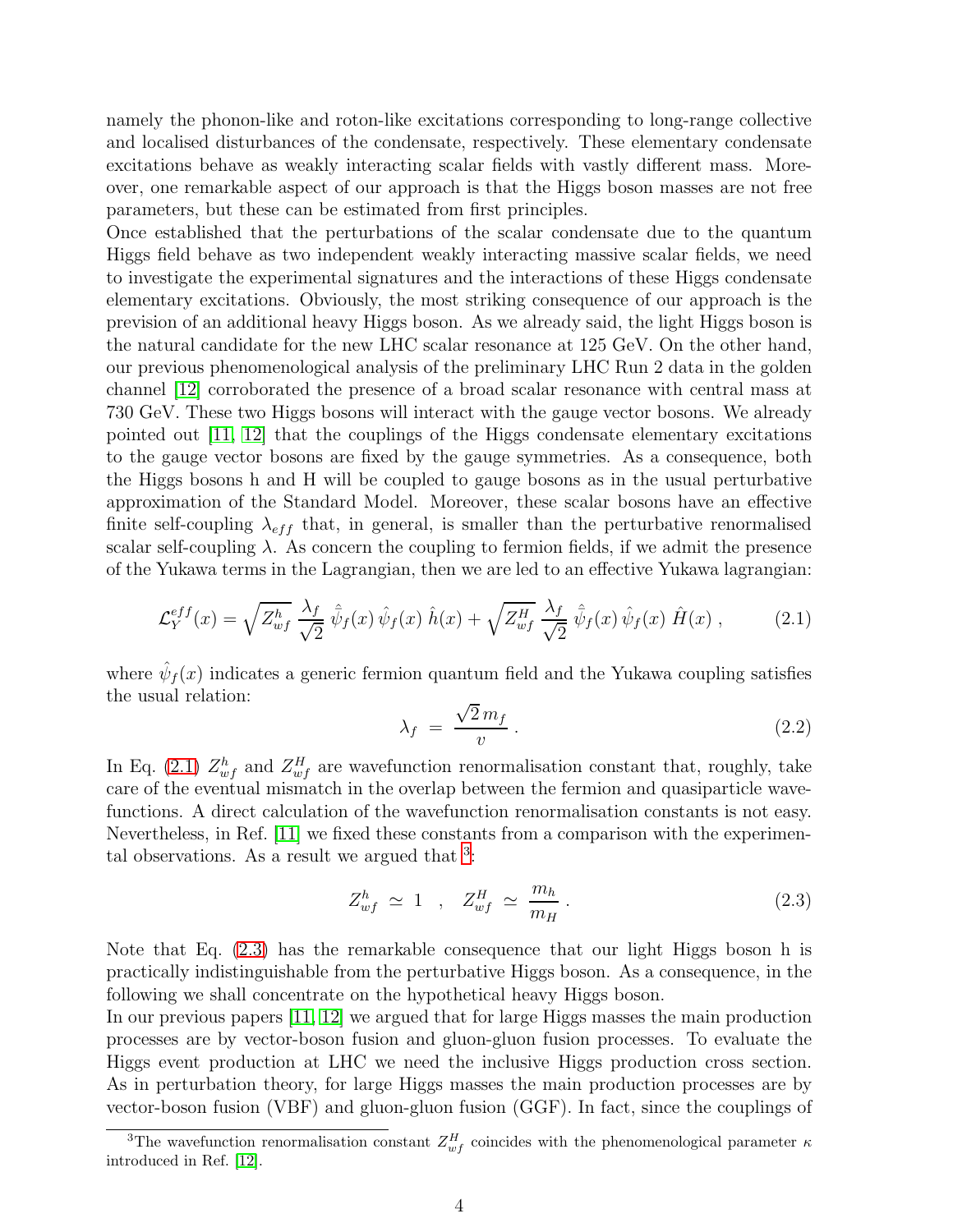namely the phonon-like and roton-like excitations corresponding to long-range collective and localised disturbances of the condensate, respectively. These elementary condensate excitations behave as weakly interacting scalar fields with vastly different mass. Moreover, one remarkable aspect of our approach is that the Higgs boson masses are not free parameters, but these can be estimated from first principles.

Once established that the perturbations of the scalar condensate due to the quantum Higgs field behave as two independent weakly interacting massive scalar fields, we need to investigate the experimental signatures and the interactions of these Higgs condensate elementary excitations. Obviously, the most striking consequence of our approach is the prevision of an additional heavy Higgs boson. As we already said, the light Higgs boson is the natural candidate for the new LHC scalar resonance at 125 GeV. On the other hand, our previous phenomenological analysis of the preliminary LHC Run 2 data in the golden channel [12] corroborated the presence of a broad scalar resonance with central mass at 730 GeV. These two Higgs bosons will interact with the gauge vector bosons. We already pointed out [11, 12] that the couplings of the Higgs condensate elementary excitations to the gauge vector bosons are fixed by the gauge symmetries. As a consequence, both the Higgs bosons h and H will be coupled to gauge bosons as in the usual perturbative approximation of the Standard Model. Moreover, these scalar bosons have an effective finite self-coupling $\lambda_{eff}$ that, in general, is smaller than the perturbative renormalised scalar self-coupling $\lambda$. As concern the coupling to fermion fields, if we admit the presence of the Yukawa terms in the Lagrangian, then we are led to an effective Yukawa lagrangian:

$$\mathcal{L}_Y^{eff}(x) = \sqrt{Z_{wf}^h}\,\frac{\lambda_f}{\sqrt{2}}\,\hat{\bar{\psi}}_f(x)\,\hat{\psi}_f(x)\,\hat{h}(x) + \sqrt{Z_{wf}^H}\,\frac{\lambda_f}{\sqrt{2}}\,\hat{\bar{\psi}}_f(x)\,\hat{\psi}_f(x)\,\hat{H}(x)\,, \tag{2.1}$$

where $\hat{\psi}_f(x)$ indicates a generic fermion quantum field and the Yukawa coupling satisfies the usual relation:

$$\lambda_f \;=\; \frac{\sqrt{2}\,m_f}{v}\,. \tag{2.2}$$

In Eq. (2.1) $Z_{wf}^h$ and $Z_{wf}^H$ are wavefunction renormalisation constant that, roughly, take care of the eventual mismatch in the overlap between the fermion and quasiparticle wavefunctions. A direct calculation of the wavefunction renormalisation constants is not easy. Nevertheless, in Ref. [11] we fixed these constants from a comparison with the experimental observations. As a result we argued that [3]:

$$Z_{wf}^h \;\simeq\; 1 \quad , \quad Z_{wf}^H \;\simeq\; \frac{m_h}{m_H}\,. \tag{2.3}$$

Note that Eq. (2.3) has the remarkable consequence that our light Higgs boson h is practically indistinguishable from the perturbative Higgs boson. As a consequence, in the following we shall concentrate on the hypothetical heavy Higgs boson.

In our previous papers [11, 12] we argued that for large Higgs masses the main production processes are by vector-boson fusion and gluon-gluon fusion processes. To evaluate the Higgs event production at LHC we need the inclusive Higgs production cross section. As in perturbation theory, for large Higgs masses the main production processes are by vector-boson fusion (VBF) and gluon-gluon fusion (GGF). In fact, since the couplings of

[3] The wavefunction renormalisation constant $Z_{wf}^H$ coincides with the phenomenological parameter $\kappa$ introduced in Ref. [12].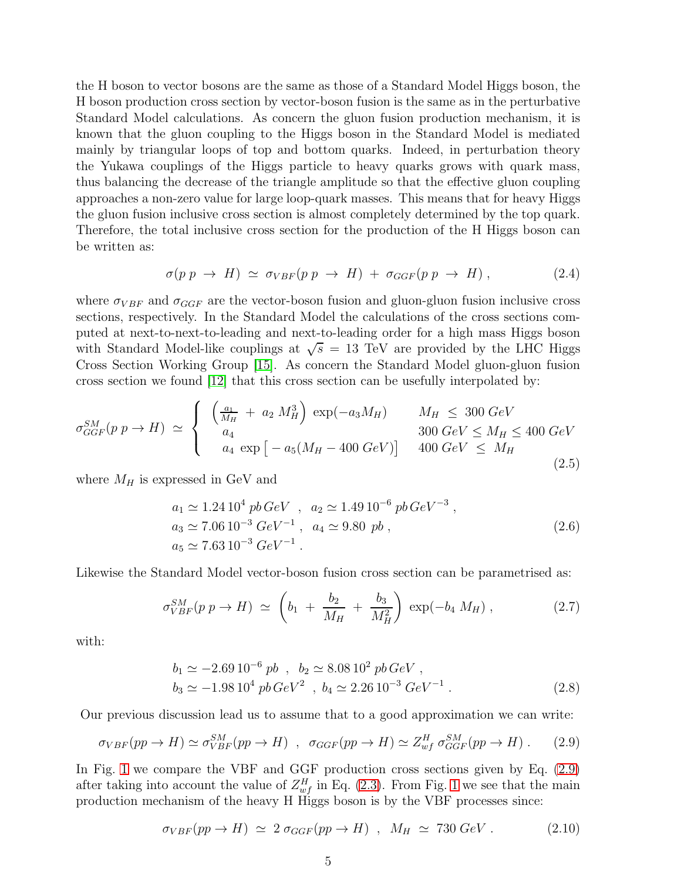the H boson to vector bosons are the same as those of a Standard Model Higgs boson, the H boson production cross section by vector-boson fusion is the same as in the perturbative Standard Model calculations. As concern the gluon fusion production mechanism, it is known that the gluon coupling to the Higgs boson in the Standard Model is mediated mainly by triangular loops of top and bottom quarks. Indeed, in perturbation theory the Yukawa couplings of the Higgs particle to heavy quarks grows with quark mass, thus balancing the decrease of the triangle amplitude so that the effective gluon coupling approaches a non-zero value for large loop-quark masses. This means that for heavy Higgs the gluon fusion inclusive cross section is almost completely determined by the top quark. Therefore, the total inclusive cross section for the production of the H Higgs boson can be written as:

$$\sigma(p\,p \,\to\, H) \,\simeq\, \sigma_{VBF}(p\,p \,\to\, H) \,+\, \sigma_{GGF}(p\,p \,\to\, H)\,, \tag{2.4}$$

where $\sigma_{VBF}$ and $\sigma_{GGF}$ are the vector-boson fusion and gluon-gluon fusion inclusive cross sections, respectively. In the Standard Model the calculations of the cross sections computed at next-to-next-to-leading and next-to-leading order for a high mass Higgs boson with Standard Model-like couplings at $\sqrt{s}\,=\,13$ TeV are provided by the LHC Higgs Cross Section Working Group [15]. As concern the Standard Model gluon-gluon fusion cross section we found [12] that this cross section can be usefully interpolated by:

$$\sigma^{SM}_{GGF}(p\,p \to H) \,\simeq\, \begin{cases} \left(\frac{a_1}{M_H} \,+\, a_2\, M_H^3\right)\, \exp(-a_3 M_H) & M_H \,\leq\, 300\; GeV \\ a_4 & 300\; GeV \leq M_H \leq 400\; GeV \\ a_4\, \exp\big[-a_5(M_H - 400\; GeV)\big] & 400\; GeV \,\leq\, M_H \end{cases} \tag{2.5}$$

where $M_H$ is expressed in GeV and

$$\begin{aligned} &a_1 \simeq 1.24\,10^4\; pb\, GeV \;\;,\;\; a_2 \simeq 1.49\,10^{-6}\; pb\, GeV^{-3}\;, \\ &a_3 \simeq 7.06\,10^{-3}\; GeV^{-1}\;,\;\; a_4 \simeq 9.80\;\; pb\;, \\ &a_5 \simeq 7.63\,10^{-3}\; GeV^{-1}\;. \end{aligned} \tag{2.6}$$

Likewise the Standard Model vector-boson fusion cross section can be parametrised as:

$$\sigma^{SM}_{VBF}(p\,p \to H) \,\simeq\, \left(b_1 \,+\, \frac{b_2}{M_H} \,+\, \frac{b_3}{M_H^2}\right)\, \exp(-b_4\, M_H)\;, \tag{2.7}$$

with:

$$\begin{aligned} &b_1 \simeq -2.69\,10^{-6}\; pb \;\;,\;\; b_2 \simeq 8.08\,10^2\; pb\, GeV\;, \\ &b_3 \simeq -1.98\,10^4\; pb\, GeV^2 \;\;,\; b_4 \simeq 2.26\,10^{-3}\; GeV^{-1}\;. \end{aligned} \tag{2.8}$$

Our previous discussion lead us to assume that to a good approximation we can write:

$$\sigma_{VBF}(pp \to H) \simeq \sigma^{SM}_{VBF}(pp \to H) \;\;,\;\; \sigma_{GGF}(pp \to H) \simeq Z^H_{wf}\; \sigma^{SM}_{GGF}(pp \to H)\;. \tag{2.9}$$

In Fig. 1 we compare the VBF and GGF production cross sections given by Eq. (2.9) after taking into account the value of $Z^H_{wf}$ in Eq. (2.3). From Fig. 1 we see that the main production mechanism of the heavy H Higgs boson is by the VBF processes since:

$$\sigma_{VBF}(pp \to H) \,\simeq\, 2\; \sigma_{GGF}(pp \to H) \;\;,\;\; M_H \,\simeq\, 730\; GeV\;. \tag{2.10}$$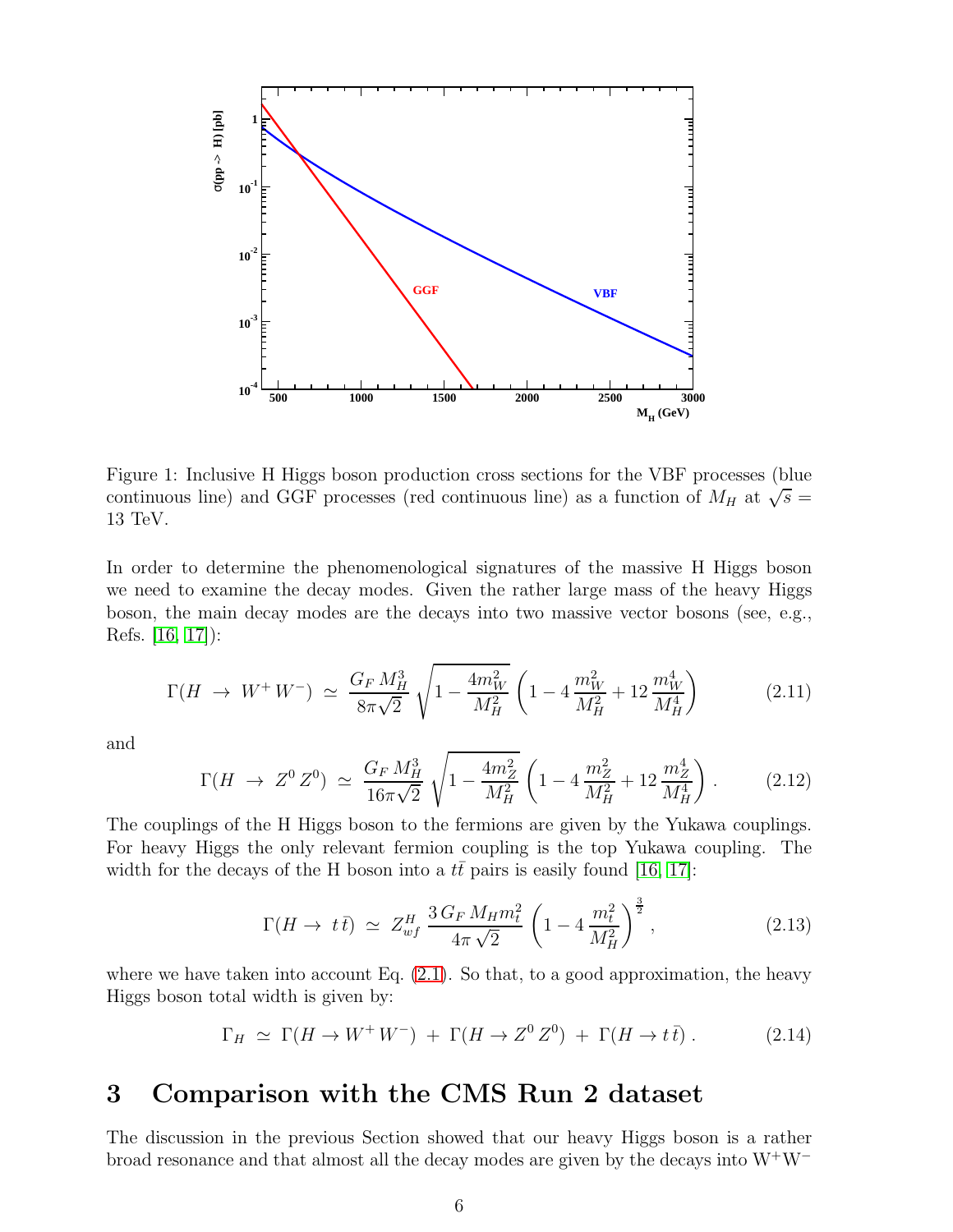Figure 1: Inclusive H Higgs boson production cross sections for the VBF processes (blue continuous line) and GGF processes (red continuous line) as a function of $M_H$ at $\sqrt{s} = 13$ TeV.

In order to determine the phenomenological signatures of the massive H Higgs boson we need to examine the decay modes. Given the rather large mass of the heavy Higgs boson, the main decay modes are the decays into two massive vector bosons (see, e.g., Refs. [16, 17]):

$$\Gamma(H \rightarrow W^+ W^-) \simeq \frac{G_F M_H^3}{8\pi\sqrt{2}} \sqrt{1 - \frac{4m_W^2}{M_H^2}} \left(1 - 4\frac{m_W^2}{M_H^2} + 12\frac{m_W^4}{M_H^4}\right) \tag{2.11}$$

and

$$\Gamma(H \rightarrow Z^0 Z^0) \simeq \frac{G_F M_H^3}{16\pi\sqrt{2}} \sqrt{1 - \frac{4m_Z^2}{M_H^2}} \left(1 - 4\frac{m_Z^2}{M_H^2} + 12\frac{m_Z^4}{M_H^4}\right). \tag{2.12}$$

The couplings of the H Higgs boson to the fermions are given by the Yukawa couplings. For heavy Higgs the only relevant fermion coupling is the top Yukawa coupling. The width for the decays of the H boson into a $t\bar{t}$ pairs is easily found [16, 17]:

$$\Gamma(H \rightarrow t\,\bar{t}) \simeq Z_{wf}^H \frac{3\,G_F\,M_H m_t^2}{4\pi\,\sqrt{2}} \left(1 - 4\frac{m_t^2}{M_H^2}\right)^{\frac{3}{2}}, \tag{2.13}$$

where we have taken into account Eq. (2.1). So that, to a good approximation, the heavy Higgs boson total width is given by:

$$\Gamma_H \simeq \Gamma(H \rightarrow W^+ W^-) + \Gamma(H \rightarrow Z^0 Z^0) + \Gamma(H \rightarrow t\,\bar{t}). \tag{2.14}$$

# 3 Comparison with the CMS Run 2 dataset

The discussion in the previous Section showed that our heavy Higgs boson is a rather broad resonance and that almost all the decay modes are given by the decays into $W^+W^-$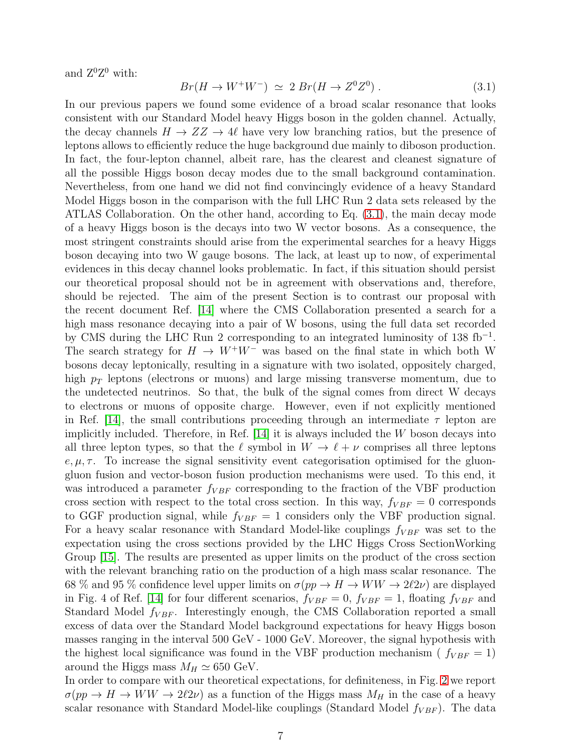and $Z^0Z^0$ with:

$$Br(H \to W^+W^-) \simeq 2\, Br(H \to Z^0Z^0) \,. \tag{3.1}$$

In our previous papers we found some evidence of a broad scalar resonance that looks consistent with our Standard Model heavy Higgs boson in the golden channel. Actually, the decay channels $H \to ZZ \to 4\ell$ have very low branching ratios, but the presence of leptons allows to efficiently reduce the huge background due mainly to diboson production. In fact, the four-lepton channel, albeit rare, has the clearest and cleanest signature of all the possible Higgs boson decay modes due to the small background contamination. Nevertheless, from one hand we did not find convincingly evidence of a heavy Standard Model Higgs boson in the comparison with the full LHC Run 2 data sets released by the ATLAS Collaboration. On the other hand, according to Eq. (3.1), the main decay mode of a heavy Higgs boson is the decays into two W vector bosons. As a consequence, the most stringent constraints should arise from the experimental searches for a heavy Higgs boson decaying into two W gauge bosons. The lack, at least up to now, of experimental evidences in this decay channel looks problematic. In fact, if this situation should persist our theoretical proposal should not be in agreement with observations and, therefore, should be rejected. The aim of the present Section is to contrast our proposal with the recent document Ref. [14] where the CMS Collaboration presented a search for a high mass resonance decaying into a pair of W bosons, using the full data set recorded by CMS during the LHC Run 2 corresponding to an integrated luminosity of 138 $\text{fb}^{-1}$. The search strategy for $H \to W^+W^-$ was based on the final state in which both W bosons decay leptonically, resulting in a signature with two isolated, oppositely charged, high $p_T$ leptons (electrons or muons) and large missing transverse momentum, due to the undetected neutrinos. So that, the bulk of the signal comes from direct W decays to electrons or muons of opposite charge. However, even if not explicitly mentioned in Ref. [14], the small contributions proceeding through an intermediate $\tau$ lepton are implicitly included. Therefore, in Ref. [14] it is always included the $W$ boson decays into all three lepton types, so that the $\ell$ symbol in $W \to \ell + \nu$ comprises all three leptons $e, \mu, \tau$. To increase the signal sensitivity event categorisation optimised for the gluon-gluon fusion and vector-boson fusion production mechanisms were used. To this end, it was introduced a parameter $f_{VBF}$ corresponding to the fraction of the VBF production cross section with respect to the total cross section. In this way, $f_{VBF} = 0$ corresponds to GGF production signal, while $f_{VBF} = 1$ considers only the VBF production signal. For a heavy scalar resonance with Standard Model-like couplings $f_{VBF}$ was set to the expectation using the cross sections provided by the LHC Higgs Cross SectionWorking Group [15]. The results are presented as upper limits on the product of the cross section with the relevant branching ratio on the production of a high mass scalar resonance. The 68 % and 95 % confidence level upper limits on $\sigma(pp \to H \to WW \to 2\ell 2\nu)$ are displayed in Fig. 4 of Ref. [14] for four different scenarios, $f_{VBF} = 0$, $f_{VBF} = 1$, floating $f_{VBF}$ and Standard Model $f_{VBF}$. Interestingly enough, the CMS Collaboration reported a small excess of data over the Standard Model background expectations for heavy Higgs boson masses ranging in the interval 500 GeV - 1000 GeV. Moreover, the signal hypothesis with the highest local significance was found in the VBF production mechanism ( $f_{VBF} = 1$) around the Higgs mass $M_H \simeq 650$ GeV.

In order to compare with our theoretical expectations, for definiteness, in Fig. 2 we report $\sigma(pp \to H \to WW \to 2\ell 2\nu)$ as a function of the Higgs mass $M_H$ in the case of a heavy scalar resonance with Standard Model-like couplings (Standard Model $f_{VBF}$). The data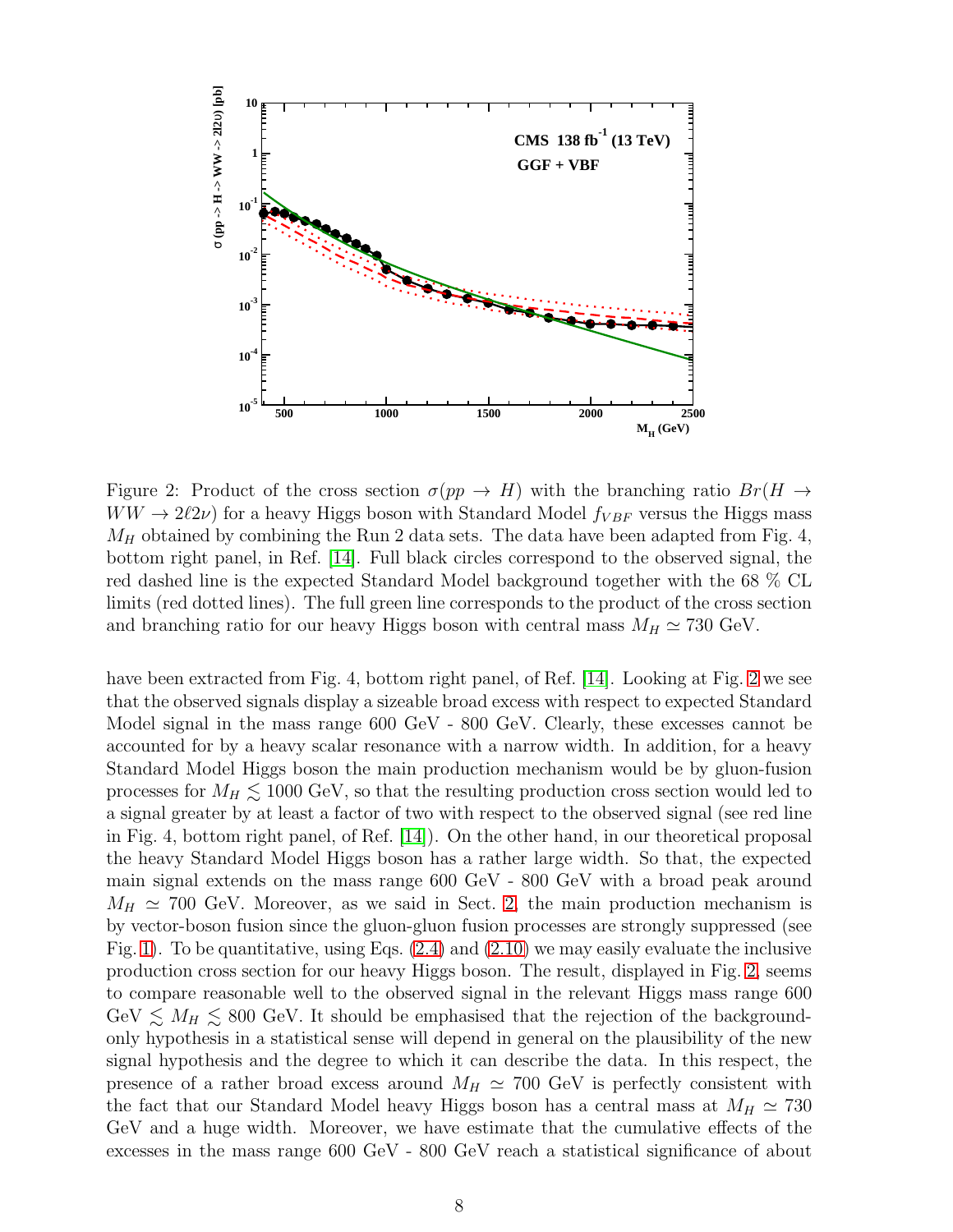Figure 2: Product of the cross section $\sigma(pp \to H)$ with the branching ratio $Br(H \to WW \to 2\ell 2\nu)$ for a heavy Higgs boson with Standard Model $f_{VBF}$ versus the Higgs mass $M_H$ obtained by combining the Run 2 data sets. The data have been adapted from Fig. 4, bottom right panel, in Ref. [14]. Full black circles correspond to the observed signal, the red dashed line is the expected Standard Model background together with the 68 % CL limits (red dotted lines). The full green line corresponds to the product of the cross section and branching ratio for our heavy Higgs boson with central mass $M_H \simeq 730$ GeV.

have been extracted from Fig. 4, bottom right panel, of Ref. [14]. Looking at Fig. 2 we see that the observed signals display a sizeable broad excess with respect to expected Standard Model signal in the mass range 600 GeV - 800 GeV. Clearly, these excesses cannot be accounted for by a heavy scalar resonance with a narrow width. In addition, for a heavy Standard Model Higgs boson the main production mechanism would be by gluon-fusion processes for $M_H \lesssim 1000$ GeV, so that the resulting production cross section would led to a signal greater by at least a factor of two with respect to the observed signal (see red line in Fig. 4, bottom right panel, of Ref. [14]). On the other hand, in our theoretical proposal the heavy Standard Model Higgs boson has a rather large width. So that, the expected main signal extends on the mass range 600 GeV - 800 GeV with a broad peak around $M_H \simeq 700$ GeV. Moreover, as we said in Sect. 2 the main production mechanism is by vector-boson fusion since the gluon-gluon fusion processes are strongly suppressed (see Fig. 1). To be quantitative, using Eqs. (2.4) and (2.10) we may easily evaluate the inclusive production cross section for our heavy Higgs boson. The result, displayed in Fig. 2, seems to compare reasonable well to the observed signal in the relevant Higgs mass range 600 GeV $\lesssim M_H \lesssim$ 800 GeV. It should be emphasised that the rejection of the background-only hypothesis in a statistical sense will depend in general on the plausibility of the new signal hypothesis and the degree to which it can describe the data. In this respect, the presence of a rather broad excess around $M_H \simeq 700$ GeV is perfectly consistent with the fact that our Standard Model heavy Higgs boson has a central mass at $M_H \simeq 730$ GeV and a huge width. Moreover, we have estimate that the cumulative effects of the excesses in the mass range 600 GeV - 800 GeV reach a statistical significance of about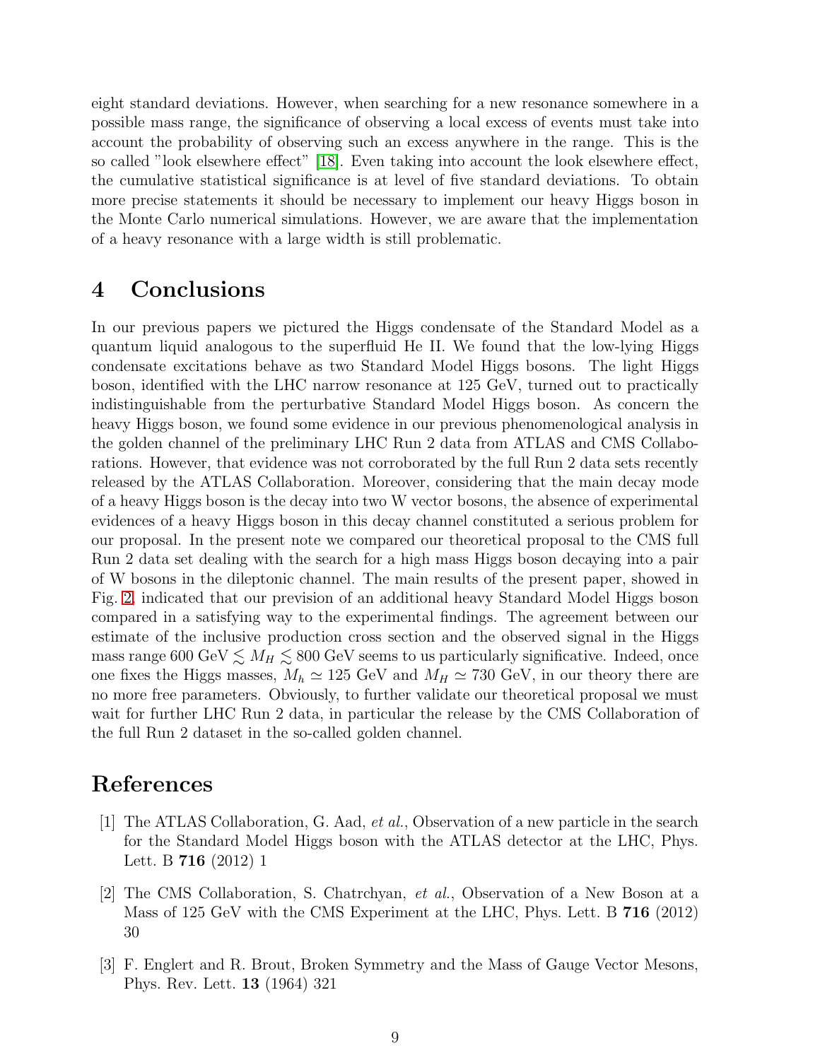eight standard deviations. However, when searching for a new resonance somewhere in a possible mass range, the significance of observing a local excess of events must take into account the probability of observing such an excess anywhere in the range. This is the so called "look elsewhere effect" [18]. Even taking into account the look elsewhere effect, the cumulative statistical significance is at level of five standard deviations. To obtain more precise statements it should be necessary to implement our heavy Higgs boson in the Monte Carlo numerical simulations. However, we are aware that the implementation of a heavy resonance with a large width is still problematic.

# 4 Conclusions

In our previous papers we pictured the Higgs condensate of the Standard Model as a quantum liquid analogous to the superfluid He II. We found that the low-lying Higgs condensate excitations behave as two Standard Model Higgs bosons. The light Higgs boson, identified with the LHC narrow resonance at 125 GeV, turned out to practically indistinguishable from the perturbative Standard Model Higgs boson. As concern the heavy Higgs boson, we found some evidence in our previous phenomenological analysis in the golden channel of the preliminary LHC Run 2 data from ATLAS and CMS Collaborations. However, that evidence was not corroborated by the full Run 2 data sets recently released by the ATLAS Collaboration. Moreover, considering that the main decay mode of a heavy Higgs boson is the decay into two W vector bosons, the absence of experimental evidences of a heavy Higgs boson in this decay channel constituted a serious problem for our proposal. In the present note we compared our theoretical proposal to the CMS full Run 2 data set dealing with the search for a high mass Higgs boson decaying into a pair of W bosons in the dileptonic channel. The main results of the present paper, showed in Fig. 2, indicated that our prevision of an additional heavy Standard Model Higgs boson compared in a satisfying way to the experimental findings. The agreement between our estimate of the inclusive production cross section and the observed signal in the Higgs mass range 600 GeV $\lesssim M_H \lesssim$ 800 GeV seems to us particularly significative. Indeed, once one fixes the Higgs masses, $M_h \simeq 125$ GeV and $M_H \simeq 730$ GeV, in our theory there are no more free parameters. Obviously, to further validate our theoretical proposal we must wait for further LHC Run 2 data, in particular the release by the CMS Collaboration of the full Run 2 dataset in the so-called golden channel.

# References

[1] The ATLAS Collaboration, G. Aad, *et al.*, Observation of a new particle in the search for the Standard Model Higgs boson with the ATLAS detector at the LHC, Phys. Lett. B **716** (2012) 1

[2] The CMS Collaboration, S. Chatrchyan, *et al.*, Observation of a New Boson at a Mass of 125 GeV with the CMS Experiment at the LHC, Phys. Lett. B **716** (2012) 30

[3] F. Englert and R. Brout, Broken Symmetry and the Mass of Gauge Vector Mesons, Phys. Rev. Lett. **13** (1964) 321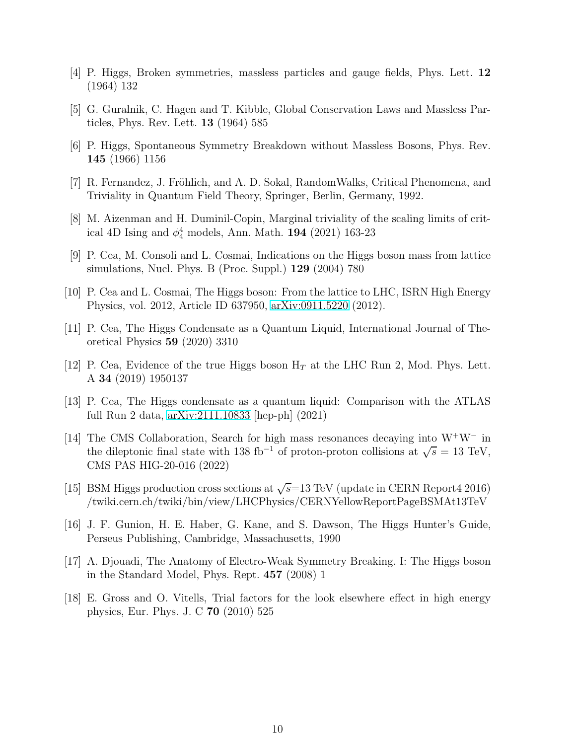[4] P. Higgs, Broken symmetries, massless particles and gauge fields, Phys. Lett. **12** (1964) 132

[5] G. Guralnik, C. Hagen and T. Kibble, Global Conservation Laws and Massless Particles, Phys. Rev. Lett. **13** (1964) 585

[6] P. Higgs, Spontaneous Symmetry Breakdown without Massless Bosons, Phys. Rev. **145** (1966) 1156

[7] R. Fernandez, J. Fröhlich, and A. D. Sokal, RandomWalks, Critical Phenomena, and Triviality in Quantum Field Theory, Springer, Berlin, Germany, 1992.

[8] M. Aizenman and H. Duminil-Copin, Marginal triviality of the scaling limits of critical 4D Ising and $\phi_4^4$ models, Ann. Math. **194** (2021) 163-23

[9] P. Cea, M. Consoli and L. Cosmai, Indications on the Higgs boson mass from lattice simulations, Nucl. Phys. B (Proc. Suppl.) **129** (2004) 780

[10] P. Cea and L. Cosmai, The Higgs boson: From the lattice to LHC, ISRN High Energy Physics, vol. 2012, Article ID 637950, arXiv:0911.5220 (2012).

[11] P. Cea, The Higgs Condensate as a Quantum Liquid, International Journal of Theoretical Physics **59** (2020) 3310

[12] P. Cea, Evidence of the true Higgs boson $\mathrm{H}_T$ at the LHC Run 2, Mod. Phys. Lett. A **34** (2019) 1950137

[13] P. Cea, The Higgs condensate as a quantum liquid: Comparison with the ATLAS full Run 2 data, arXiv:2111.10833 [hep-ph] (2021)

[14] The CMS Collaboration, Search for high mass resonances decaying into $\mathrm{W}^+\mathrm{W}^-$ in the dileptonic final state with 138 $\mathrm{fb}^{-1}$ of proton-proton collisions at $\sqrt{s} = 13$ TeV, CMS PAS HIG-20-016 (2022)

[15] BSM Higgs production cross sections at $\sqrt{s}$=13 TeV (update in CERN Report4 2016) /twiki.cern.ch/twiki/bin/view/LHCPhysics/CERNYellowReportPageBSMAt13TeV

[16] J. F. Gunion, H. E. Haber, G. Kane, and S. Dawson, The Higgs Hunter's Guide, Perseus Publishing, Cambridge, Massachusetts, 1990

[17] A. Djouadi, The Anatomy of Electro-Weak Symmetry Breaking. I: The Higgs boson in the Standard Model, Phys. Rept. **457** (2008) 1

[18] E. Gross and O. Vitells, Trial factors for the look elsewhere effect in high energy physics, Eur. Phys. J. C **70** (2010) 525